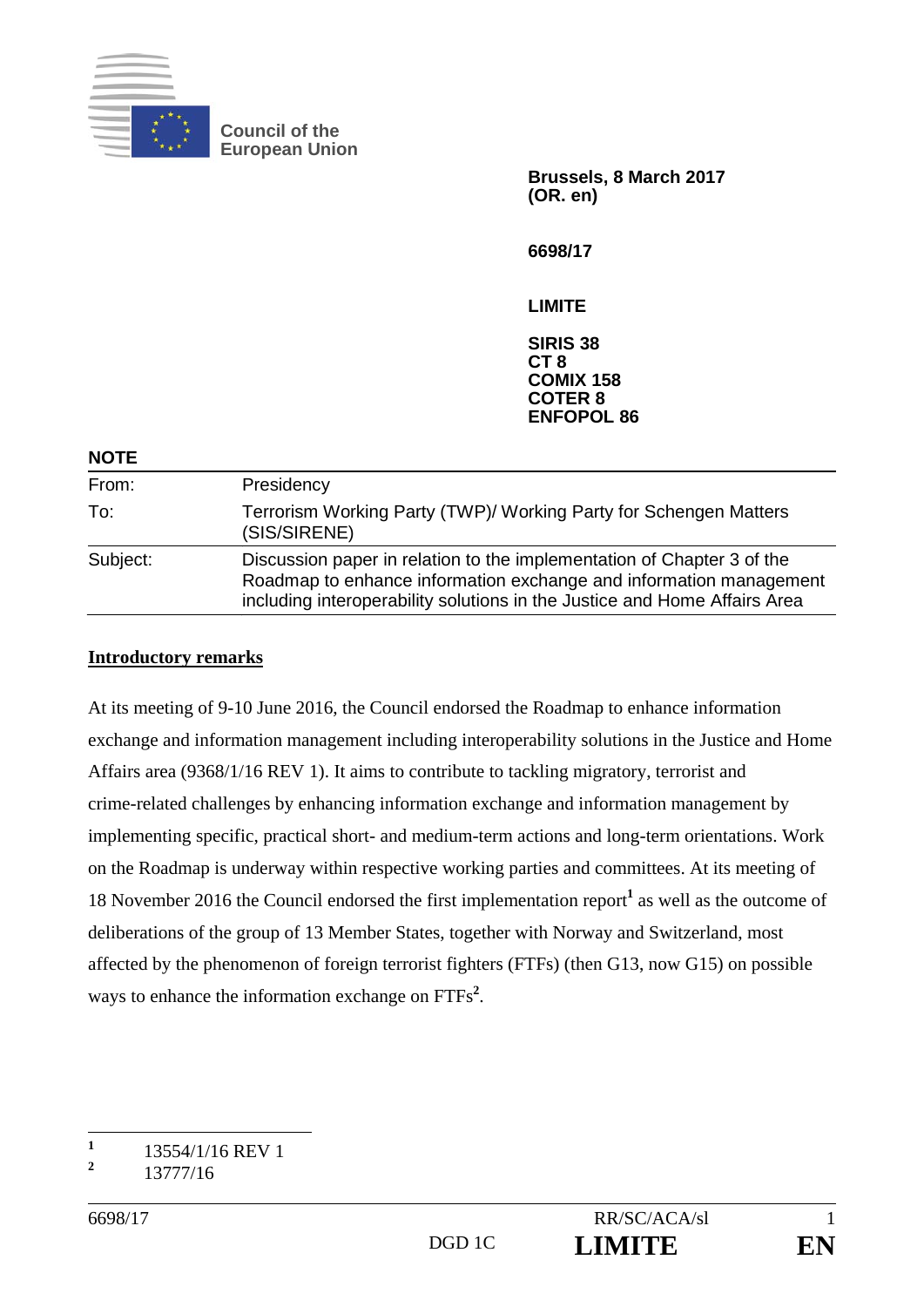Council of the European Union

**Brussels, 8 March 2017**
**(OR. en)**

**6698/17**

**LIMITE**

**SIRIS 38**
**CT 8**
**COMIX 158**
**COTER 8**
**ENFOPOL 86**

**NOTE**

| | |
|---|---|
| From: | Presidency |
| To: | Terrorism Working Party (TWP)/ Working Party for Schengen Matters (SIS/SIRENE) |
| Subject: | Discussion paper in relation to the implementation of Chapter 3 of the Roadmap to enhance information exchange and information management including interoperability solutions in the Justice and Home Affairs Area |

**Introductory remarks**

At its meeting of 9-10 June 2016, the Council endorsed the Roadmap to enhance information exchange and information management including interoperability solutions in the Justice and Home Affairs area (9368/1/16 REV 1). It aims to contribute to tackling migratory, terrorist and crime-related challenges by enhancing information exchange and information management by implementing specific, practical short- and medium-term actions and long-term orientations. Work on the Roadmap is underway within respective working parties and committees. At its meeting of 18 November 2016 the Council endorsed the first implementation report[1] as well as the outcome of deliberations of the group of 13 Member States, together with Norway and Switzerland, most affected by the phenomenon of foreign terrorist fighters (FTFs) (then G13, now G15) on possible ways to enhance the information exchange on FTFs[2].

---

[1] 13554/1/16 REV 1

[2] 13777/16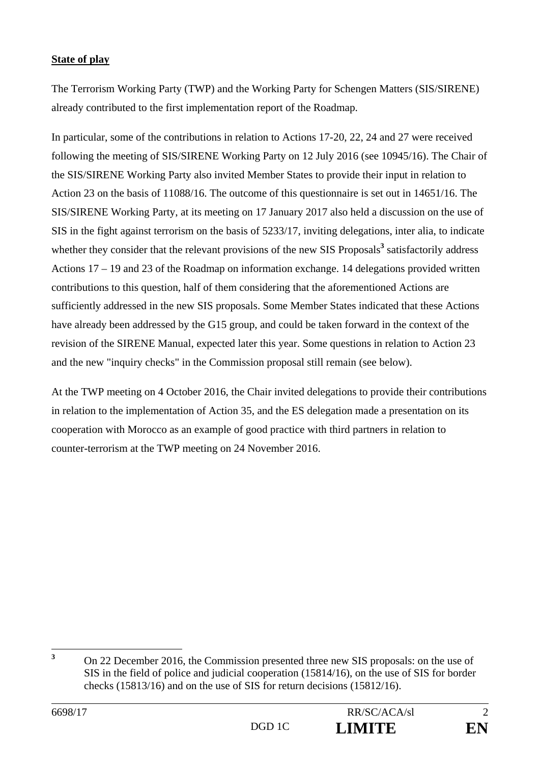**State of play**

The Terrorism Working Party (TWP) and the Working Party for Schengen Matters (SIS/SIRENE) already contributed to the first implementation report of the Roadmap.

In particular, some of the contributions in relation to Actions 17-20, 22, 24 and 27 were received following the meeting of SIS/SIRENE Working Party on 12 July 2016 (see 10945/16). The Chair of the SIS/SIRENE Working Party also invited Member States to provide their input in relation to Action 23 on the basis of 11088/16. The outcome of this questionnaire is set out in 14651/16. The SIS/SIRENE Working Party, at its meeting on 17 January 2017 also held a discussion on the use of SIS in the fight against terrorism on the basis of 5233/17, inviting delegations, inter alia, to indicate whether they consider that the relevant provisions of the new SIS Proposals[3] satisfactorily address Actions 17 – 19 and 23 of the Roadmap on information exchange. 14 delegations provided written contributions to this question, half of them considering that the aforementioned Actions are sufficiently addressed in the new SIS proposals. Some Member States indicated that these Actions have already been addressed by the G15 group, and could be taken forward in the context of the revision of the SIRENE Manual, expected later this year. Some questions in relation to Action 23 and the new "inquiry checks" in the Commission proposal still remain (see below).

At the TWP meeting on 4 October 2016, the Chair invited delegations to provide their contributions in relation to the implementation of Action 35, and the ES delegation made a presentation on its cooperation with Morocco as an example of good practice with third partners in relation to counter-terrorism at the TWP meeting on 24 November 2016.

[3] On 22 December 2016, the Commission presented three new SIS proposals: on the use of SIS in the field of police and judicial cooperation (15814/16), on the use of SIS for border checks (15813/16) and on the use of SIS for return decisions (15812/16).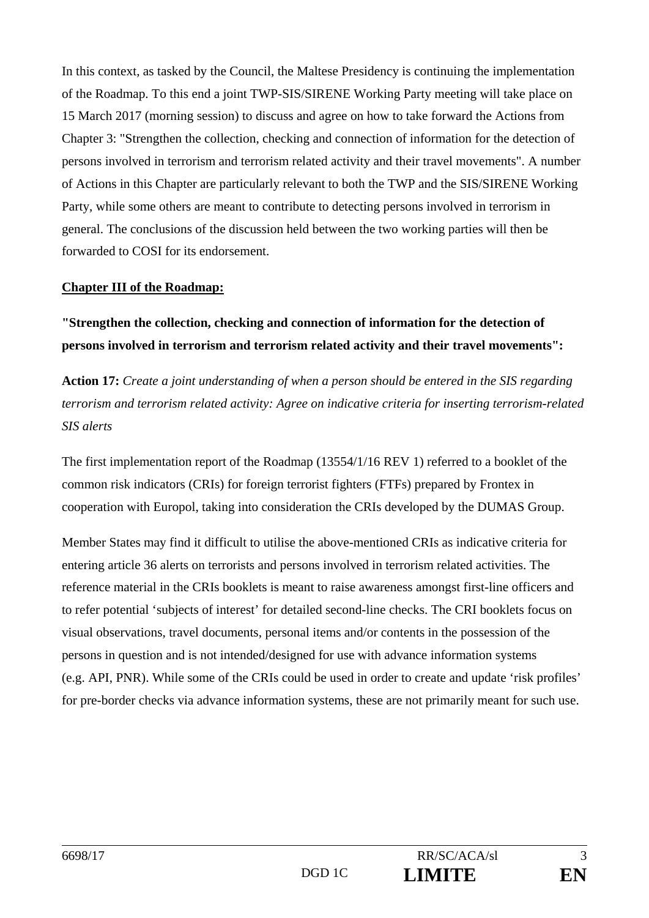In this context, as tasked by the Council, the Maltese Presidency is continuing the implementation of the Roadmap. To this end a joint TWP-SIS/SIRENE Working Party meeting will take place on 15 March 2017 (morning session) to discuss and agree on how to take forward the Actions from Chapter 3: "Strengthen the collection, checking and connection of information for the detection of persons involved in terrorism and terrorism related activity and their travel movements". A number of Actions in this Chapter are particularly relevant to both the TWP and the SIS/SIRENE Working Party, while some others are meant to contribute to detecting persons involved in terrorism in general. The conclusions of the discussion held between the two working parties will then be forwarded to COSI for its endorsement.

**Chapter III of the Roadmap:**

**"Strengthen the collection, checking and connection of information for the detection of persons involved in terrorism and terrorism related activity and their travel movements":**

**Action 17:** *Create a joint understanding of when a person should be entered in the SIS regarding terrorism and terrorism related activity: Agree on indicative criteria for inserting terrorism-related SIS alerts*

The first implementation report of the Roadmap (13554/1/16 REV 1) referred to a booklet of the common risk indicators (CRIs) for foreign terrorist fighters (FTFs) prepared by Frontex in cooperation with Europol, taking into consideration the CRIs developed by the DUMAS Group.

Member States may find it difficult to utilise the above-mentioned CRIs as indicative criteria for entering article 36 alerts on terrorists and persons involved in terrorism related activities. The reference material in the CRIs booklets is meant to raise awareness amongst first-line officers and to refer potential 'subjects of interest' for detailed second-line checks. The CRI booklets focus on visual observations, travel documents, personal items and/or contents in the possession of the persons in question and is not intended/designed for use with advance information systems (e.g. API, PNR). While some of the CRIs could be used in order to create and update 'risk profiles' for pre-border checks via advance information systems, these are not primarily meant for such use.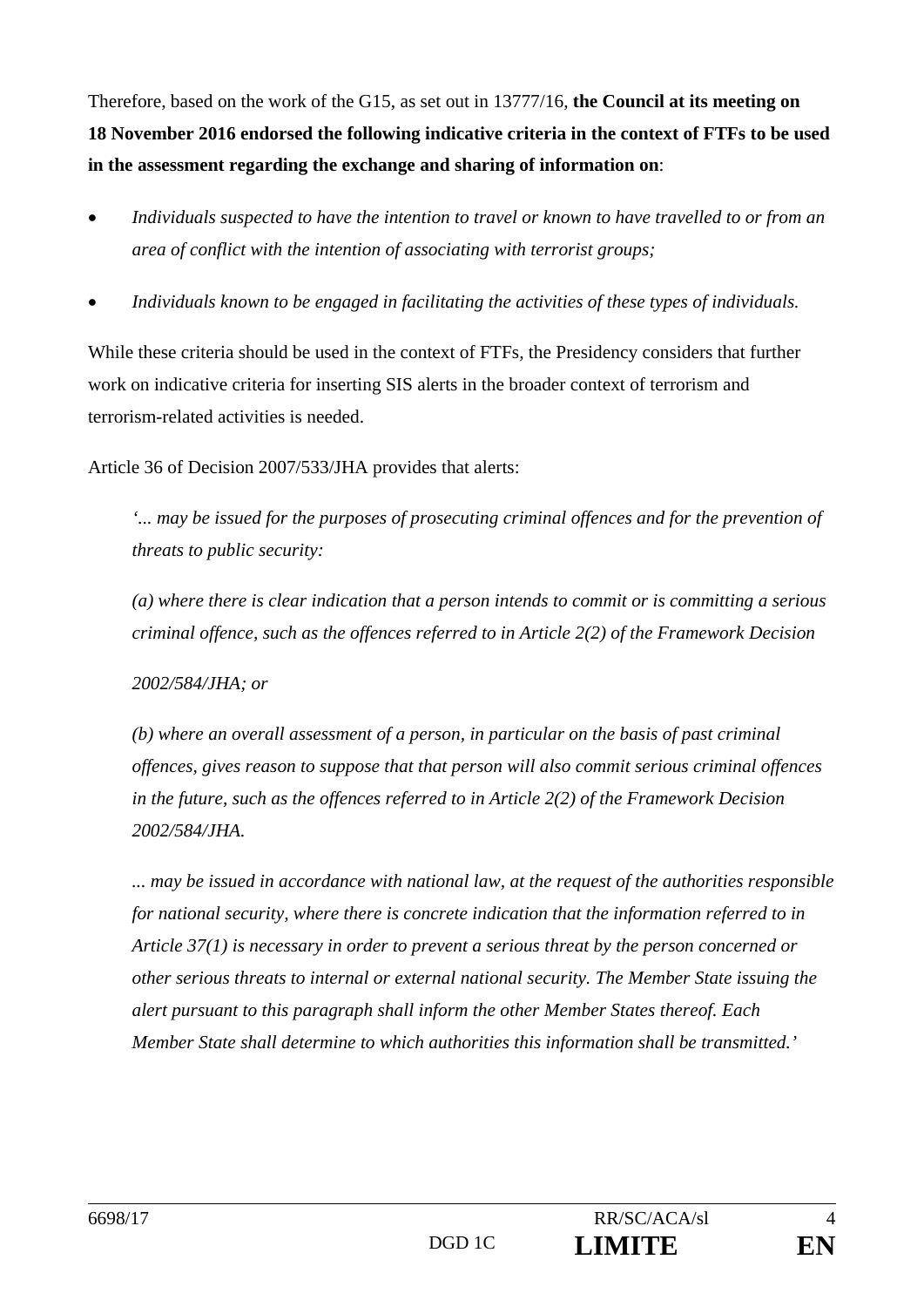Therefore, based on the work of the G15, as set out in 13777/16, **the Council at its meeting on 18 November 2016 endorsed the following indicative criteria in the context of FTFs to be used in the assessment regarding the exchange and sharing of information on**:

- *Individuals suspected to have the intention to travel or known to have travelled to or from an area of conflict with the intention of associating with terrorist groups;*
- *Individuals known to be engaged in facilitating the activities of these types of individuals.*

While these criteria should be used in the context of FTFs, the Presidency considers that further work on indicative criteria for inserting SIS alerts in the broader context of terrorism and terrorism-related activities is needed.

Article 36 of Decision 2007/533/JHA provides that alerts:

> *'... may be issued for the purposes of prosecuting criminal offences and for the prevention of threats to public security:*
>
> *(a) where there is clear indication that a person intends to commit or is committing a serious criminal offence, such as the offences referred to in Article 2(2) of the Framework Decision*
>
> *2002/584/JHA; or*
>
> *(b) where an overall assessment of a person, in particular on the basis of past criminal offences, gives reason to suppose that that person will also commit serious criminal offences in the future, such as the offences referred to in Article 2(2) of the Framework Decision 2002/584/JHA.*
>
> *... may be issued in accordance with national law, at the request of the authorities responsible for national security, where there is concrete indication that the information referred to in Article 37(1) is necessary in order to prevent a serious threat by the person concerned or other serious threats to internal or external national security. The Member State issuing the alert pursuant to this paragraph shall inform the other Member States thereof. Each Member State shall determine to which authorities this information shall be transmitted.'*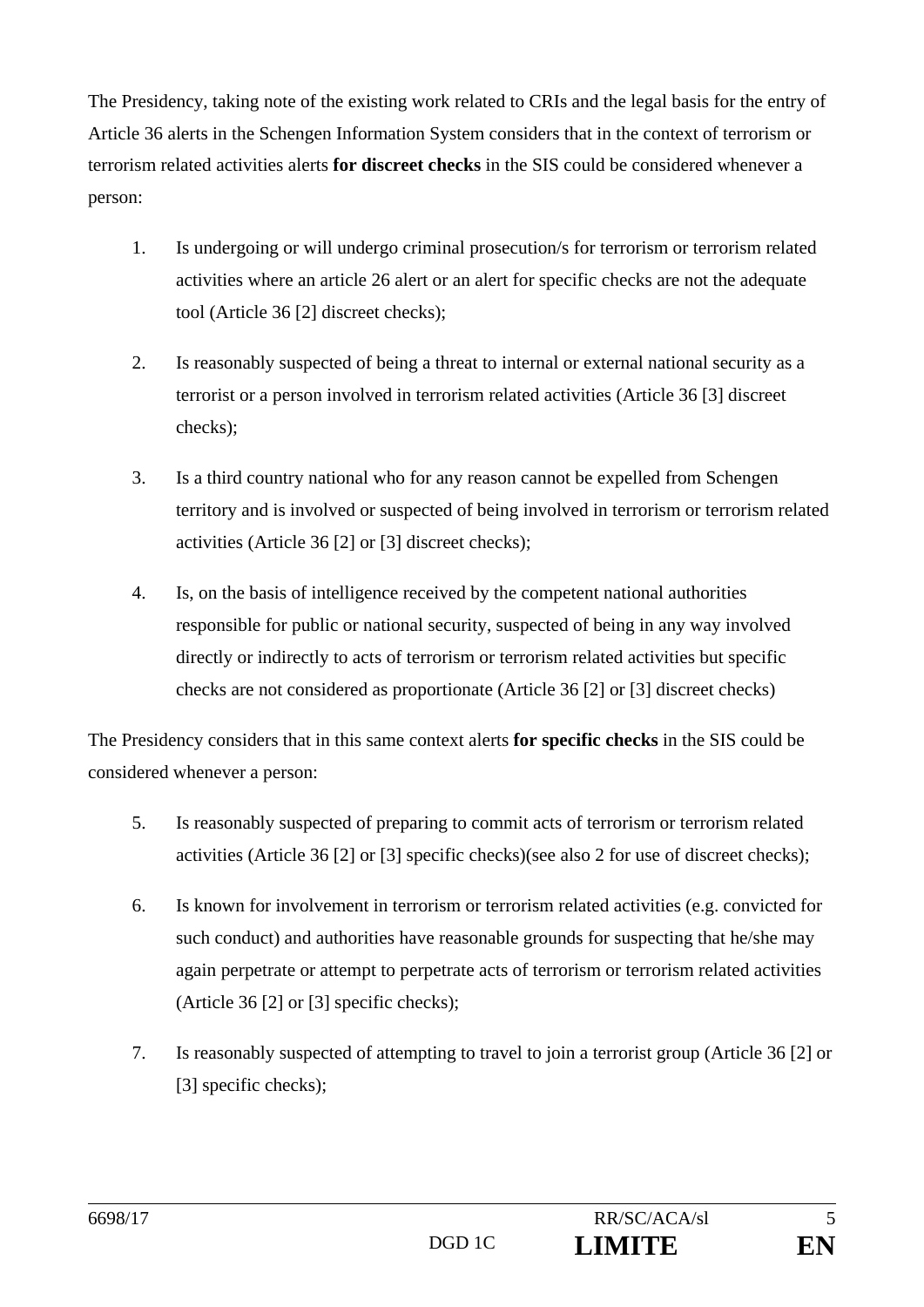The Presidency, taking note of the existing work related to CRIs and the legal basis for the entry of Article 36 alerts in the Schengen Information System considers that in the context of terrorism or terrorism related activities alerts **for discreet checks** in the SIS could be considered whenever a person:

1. Is undergoing or will undergo criminal prosecution/s for terrorism or terrorism related activities where an article 26 alert or an alert for specific checks are not the adequate tool (Article 36 [2] discreet checks);

2. Is reasonably suspected of being a threat to internal or external national security as a terrorist or a person involved in terrorism related activities (Article 36 [3] discreet checks);

3. Is a third country national who for any reason cannot be expelled from Schengen territory and is involved or suspected of being involved in terrorism or terrorism related activities (Article 36 [2] or [3] discreet checks);

4. Is, on the basis of intelligence received by the competent national authorities responsible for public or national security, suspected of being in any way involved directly or indirectly to acts of terrorism or terrorism related activities but specific checks are not considered as proportionate (Article 36 [2] or [3] discreet checks)

The Presidency considers that in this same context alerts **for specific checks** in the SIS could be considered whenever a person:

5. Is reasonably suspected of preparing to commit acts of terrorism or terrorism related activities (Article 36 [2] or [3] specific checks)(see also 2 for use of discreet checks);

6. Is known for involvement in terrorism or terrorism related activities (e.g. convicted for such conduct) and authorities have reasonable grounds for suspecting that he/she may again perpetrate or attempt to perpetrate acts of terrorism or terrorism related activities (Article 36 [2] or [3] specific checks);

7. Is reasonably suspected of attempting to travel to join a terrorist group (Article 36 [2] or [3] specific checks);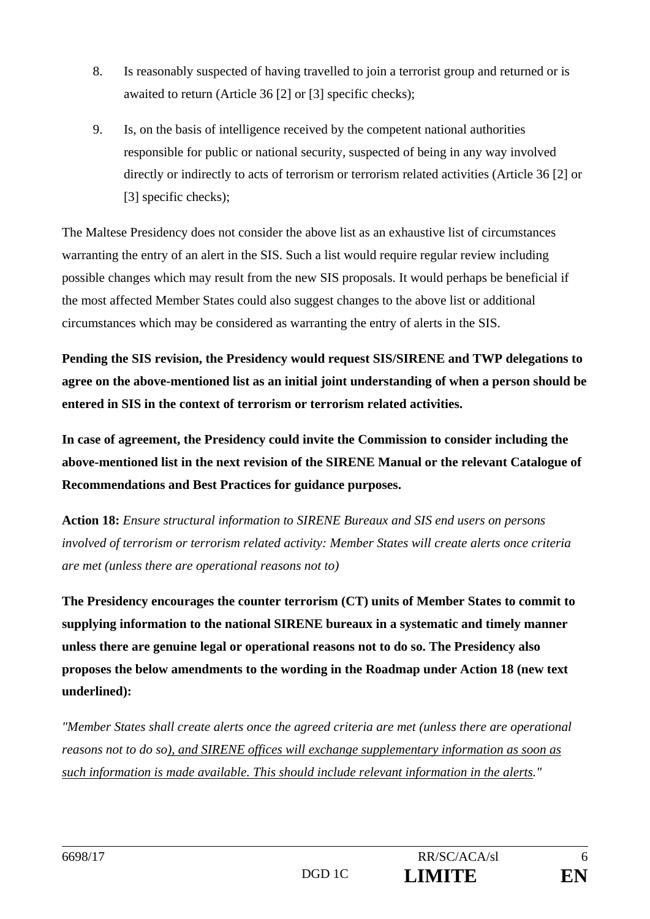8. Is reasonably suspected of having travelled to join a terrorist group and returned or is awaited to return (Article 36 [2] or [3] specific checks);

9. Is, on the basis of intelligence received by the competent national authorities responsible for public or national security, suspected of being in any way involved directly or indirectly to acts of terrorism or terrorism related activities (Article 36 [2] or [3] specific checks);

The Maltese Presidency does not consider the above list as an exhaustive list of circumstances warranting the entry of an alert in the SIS. Such a list would require regular review including possible changes which may result from the new SIS proposals. It would perhaps be beneficial if the most affected Member States could also suggest changes to the above list or additional circumstances which may be considered as warranting the entry of alerts in the SIS.

**Pending the SIS revision, the Presidency would request SIS/SIRENE and TWP delegations to agree on the above-mentioned list as an initial joint understanding of when a person should be entered in SIS in the context of terrorism or terrorism related activities.**

**In case of agreement, the Presidency could invite the Commission to consider including the above-mentioned list in the next revision of the SIRENE Manual or the relevant Catalogue of Recommendations and Best Practices for guidance purposes.**

**Action 18:** *Ensure structural information to SIRENE Bureaux and SIS end users on persons involved of terrorism or terrorism related activity: Member States will create alerts once criteria are met (unless there are operational reasons not to)*

**The Presidency encourages the counter terrorism (CT) units of Member States to commit to supplying information to the national SIRENE bureaux in a systematic and timely manner unless there are genuine legal or operational reasons not to do so. The Presidency also proposes the below amendments to the wording in the Roadmap under Action 18 (new text underlined):**

*"Member States shall create alerts once the agreed criteria are met (unless there are operational reasons not to do so<u>), and SIRENE offices will exchange supplementary information as soon as such information is made available. This should include relevant information in the alerts</u>."*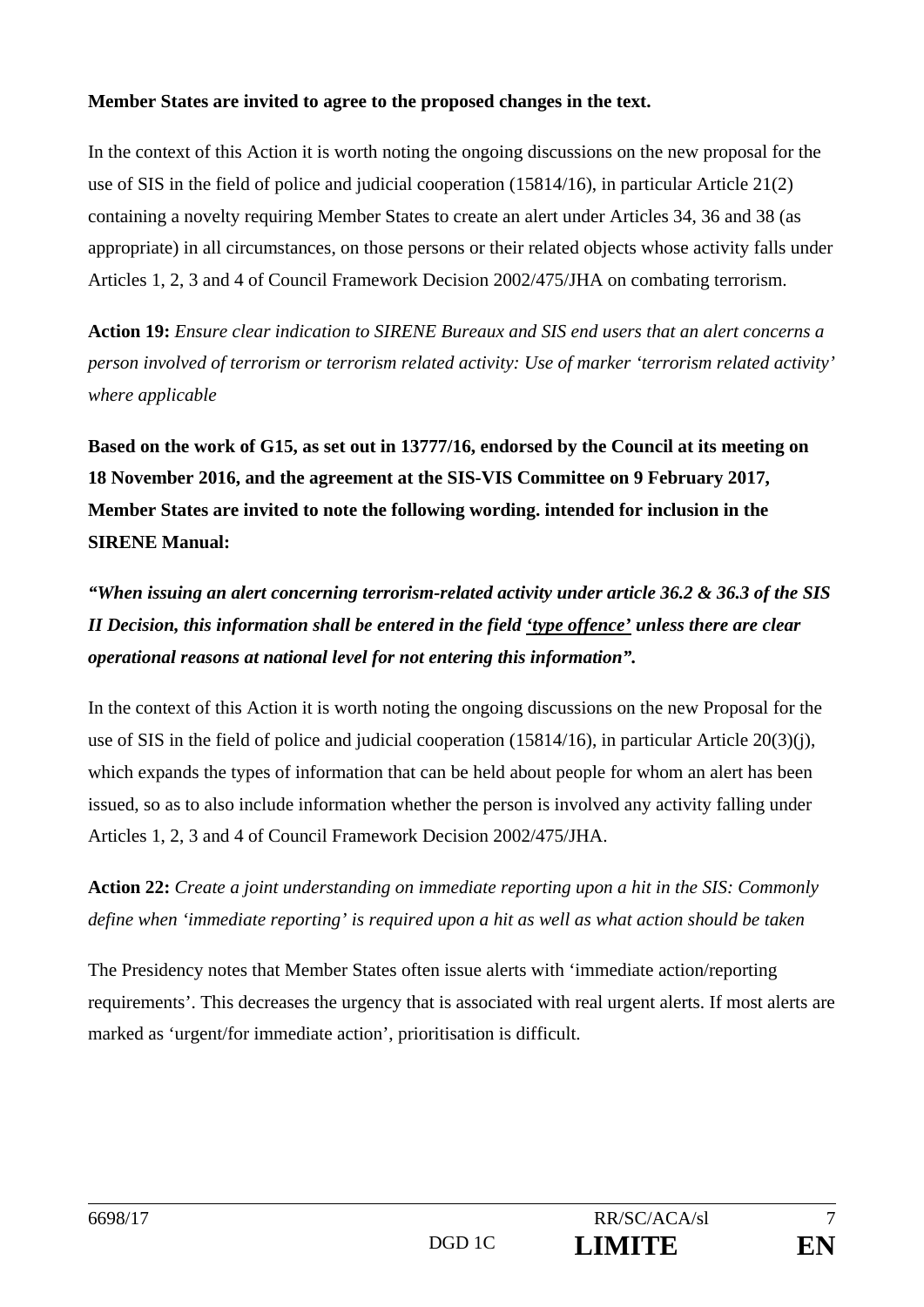**Member States are invited to agree to the proposed changes in the text.**

In the context of this Action it is worth noting the ongoing discussions on the new proposal for the use of SIS in the field of police and judicial cooperation (15814/16), in particular Article 21(2) containing a novelty requiring Member States to create an alert under Articles 34, 36 and 38 (as appropriate) in all circumstances, on those persons or their related objects whose activity falls under Articles 1, 2, 3 and 4 of Council Framework Decision 2002/475/JHA on combating terrorism.

**Action 19:** *Ensure clear indication to SIRENE Bureaux and SIS end users that an alert concerns a person involved of terrorism or terrorism related activity: Use of marker 'terrorism related activity' where applicable*

**Based on the work of G15, as set out in 13777/16, endorsed by the Council at its meeting on 18 November 2016, and the agreement at the SIS-VIS Committee on 9 February 2017, Member States are invited to note the following wording. intended for inclusion in the SIRENE Manual:**

***"When issuing an alert concerning terrorism-related activity under article 36.2 & 36.3 of the SIS II Decision, this information shall be entered in the field <u>'type offence'</u> unless there are clear operational reasons at national level for not entering this information".***

In the context of this Action it is worth noting the ongoing discussions on the new Proposal for the use of SIS in the field of police and judicial cooperation (15814/16), in particular Article 20(3)(j), which expands the types of information that can be held about people for whom an alert has been issued, so as to also include information whether the person is involved any activity falling under Articles 1, 2, 3 and 4 of Council Framework Decision 2002/475/JHA.

**Action 22:** *Create a joint understanding on immediate reporting upon a hit in the SIS: Commonly define when 'immediate reporting' is required upon a hit as well as what action should be taken*

The Presidency notes that Member States often issue alerts with 'immediate action/reporting requirements'. This decreases the urgency that is associated with real urgent alerts. If most alerts are marked as 'urgent/for immediate action', prioritisation is difficult.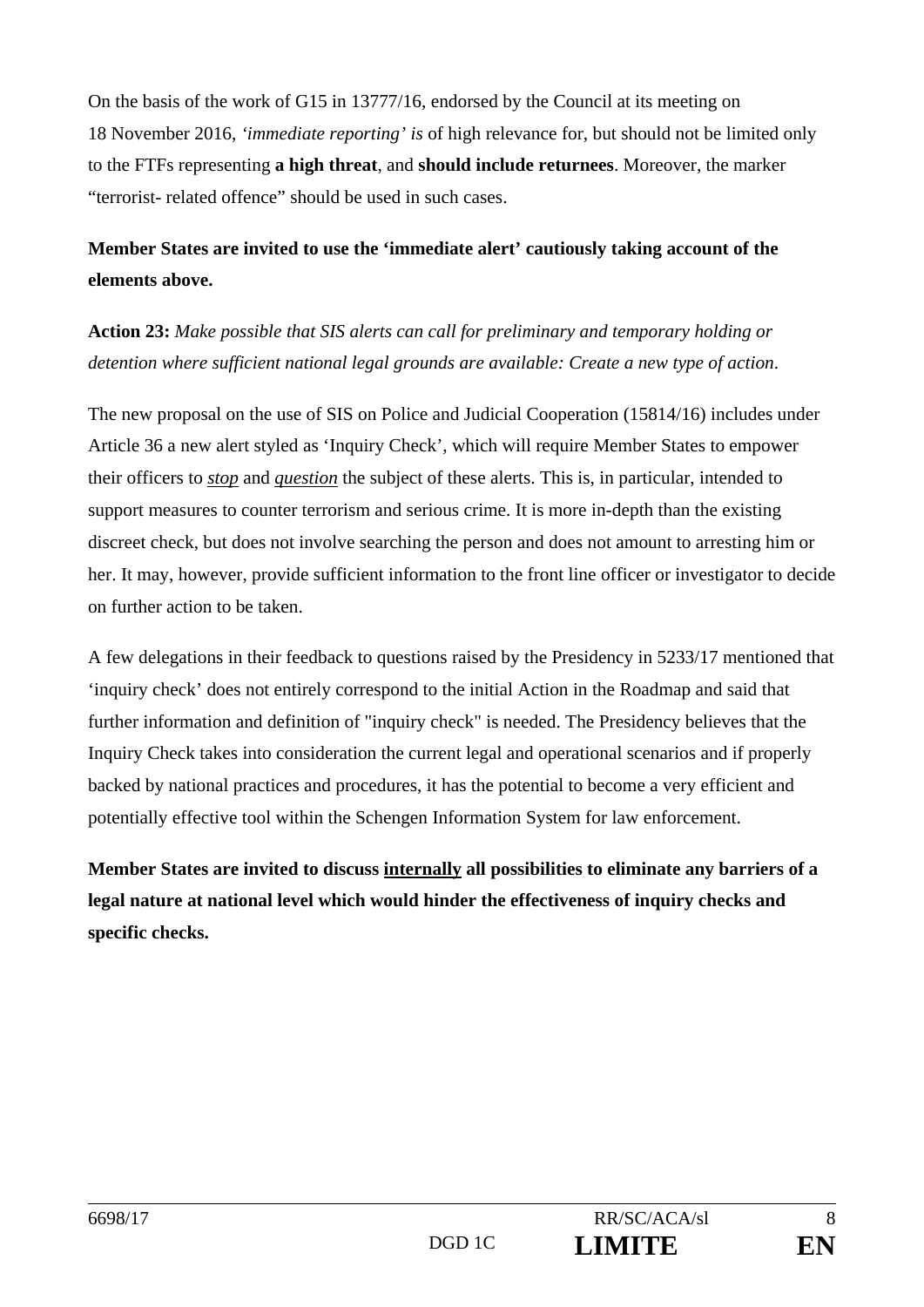On the basis of the work of G15 in 13777/16, endorsed by the Council at its meeting on 18 November 2016, *'immediate reporting' is* of high relevance for, but should not be limited only to the FTFs representing **a high threat**, and **should include returnees**. Moreover, the marker "terrorist- related offence" should be used in such cases.

**Member States are invited to use the 'immediate alert' cautiously taking account of the elements above.**

**Action 23:** *Make possible that SIS alerts can call for preliminary and temporary holding or detention where sufficient national legal grounds are available: Create a new type of action*.

The new proposal on the use of SIS on Police and Judicial Cooperation (15814/16) includes under Article 36 a new alert styled as 'Inquiry Check', which will require Member States to empower their officers to <u>*stop*</u> and <u>*question*</u> the subject of these alerts. This is, in particular, intended to support measures to counter terrorism and serious crime. It is more in-depth than the existing discreet check, but does not involve searching the person and does not amount to arresting him or her. It may, however, provide sufficient information to the front line officer or investigator to decide on further action to be taken.

A few delegations in their feedback to questions raised by the Presidency in 5233/17 mentioned that 'inquiry check' does not entirely correspond to the initial Action in the Roadmap and said that further information and definition of "inquiry check" is needed. The Presidency believes that the Inquiry Check takes into consideration the current legal and operational scenarios and if properly backed by national practices and procedures, it has the potential to become a very efficient and potentially effective tool within the Schengen Information System for law enforcement.

**Member States are invited to discuss <u>internally</u> all possibilities to eliminate any barriers of a legal nature at national level which would hinder the effectiveness of inquiry checks and specific checks.**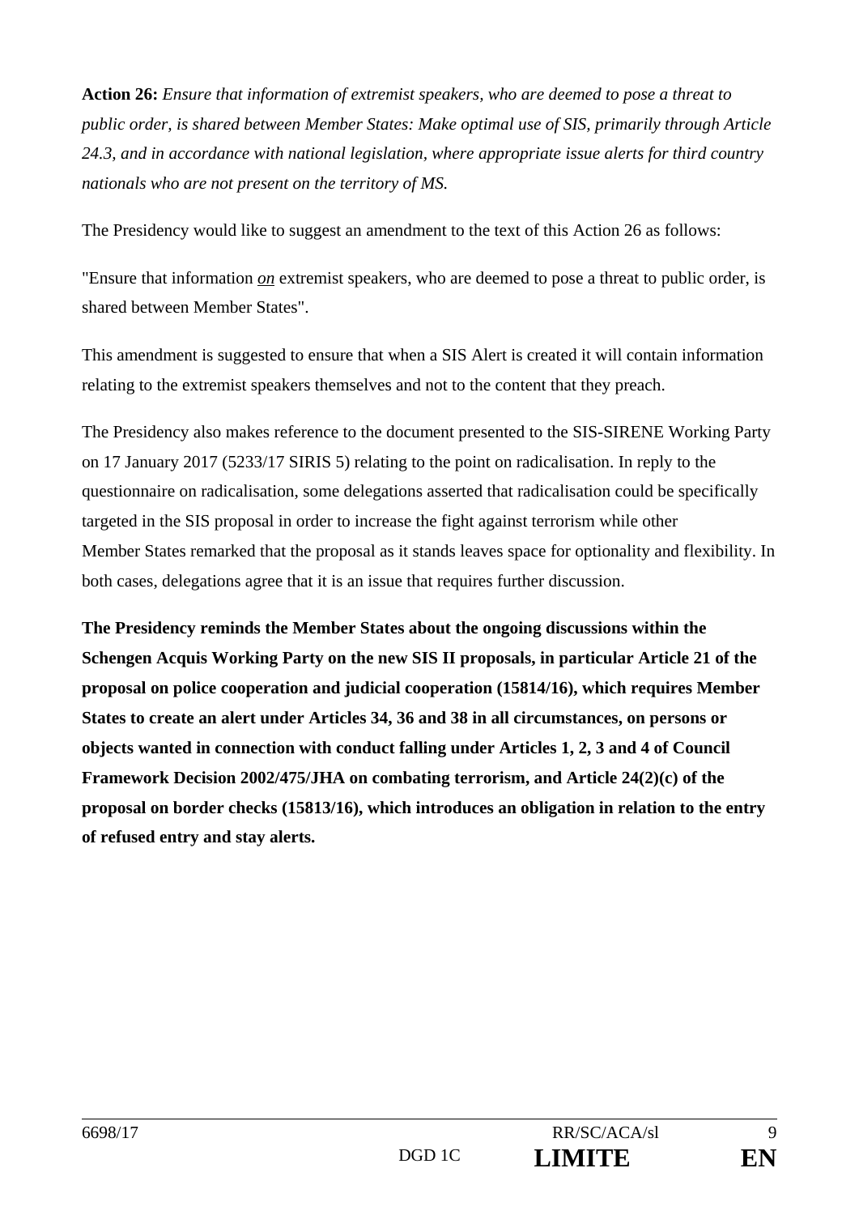**Action 26:** *Ensure that information of extremist speakers, who are deemed to pose a threat to public order, is shared between Member States: Make optimal use of SIS, primarily through Article 24.3, and in accordance with national legislation, where appropriate issue alerts for third country nationals who are not present on the territory of MS.*

The Presidency would like to suggest an amendment to the text of this Action 26 as follows:

"Ensure that information ***on*** extremist speakers, who are deemed to pose a threat to public order, is shared between Member States".

This amendment is suggested to ensure that when a SIS Alert is created it will contain information relating to the extremist speakers themselves and not to the content that they preach.

The Presidency also makes reference to the document presented to the SIS-SIRENE Working Party on 17 January 2017 (5233/17 SIRIS 5) relating to the point on radicalisation. In reply to the questionnaire on radicalisation, some delegations asserted that radicalisation could be specifically targeted in the SIS proposal in order to increase the fight against terrorism while other Member States remarked that the proposal as it stands leaves space for optionality and flexibility. In both cases, delegations agree that it is an issue that requires further discussion.

**The Presidency reminds the Member States about the ongoing discussions within the Schengen Acquis Working Party on the new SIS II proposals, in particular Article 21 of the proposal on police cooperation and judicial cooperation (15814/16), which requires Member States to create an alert under Articles 34, 36 and 38 in all circumstances, on persons or objects wanted in connection with conduct falling under Articles 1, 2, 3 and 4 of Council Framework Decision 2002/475/JHA on combating terrorism, and Article 24(2)(c) of the proposal on border checks (15813/16), which introduces an obligation in relation to the entry of refused entry and stay alerts.**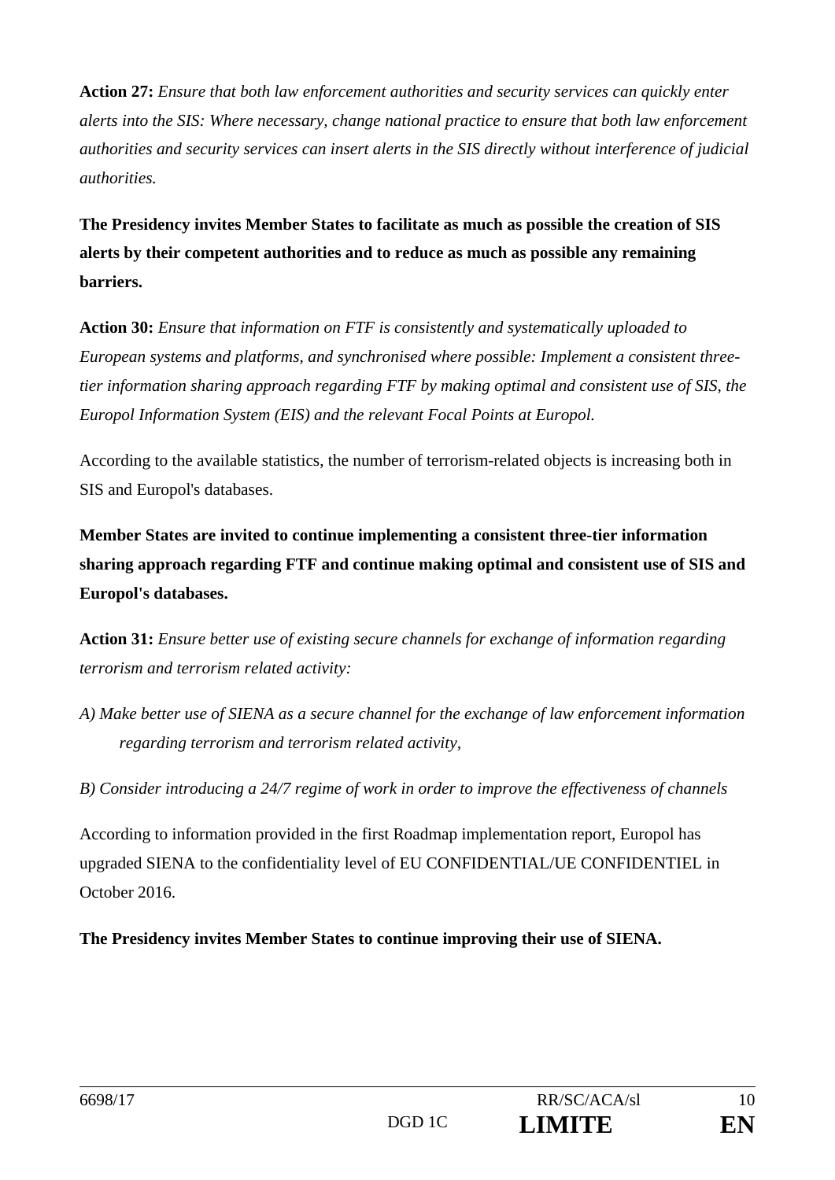**Action 27:** *Ensure that both law enforcement authorities and security services can quickly enter alerts into the SIS: Where necessary, change national practice to ensure that both law enforcement authorities and security services can insert alerts in the SIS directly without interference of judicial authorities.*

**The Presidency invites Member States to facilitate as much as possible the creation of SIS alerts by their competent authorities and to reduce as much as possible any remaining barriers.**

**Action 30:** *Ensure that information on FTF is consistently and systematically uploaded to European systems and platforms, and synchronised where possible: Implement a consistent three-tier information sharing approach regarding FTF by making optimal and consistent use of SIS, the Europol Information System (EIS) and the relevant Focal Points at Europol.*

According to the available statistics, the number of terrorism-related objects is increasing both in SIS and Europol's databases.

**Member States are invited to continue implementing a consistent three-tier information sharing approach regarding FTF and continue making optimal and consistent use of SIS and Europol's databases.**

**Action 31:** *Ensure better use of existing secure channels for exchange of information regarding terrorism and terrorism related activity:*

*A) Make better use of SIENA as a secure channel for the exchange of law enforcement information regarding terrorism and terrorism related activity,*

*B) Consider introducing a 24/7 regime of work in order to improve the effectiveness of channels*

According to information provided in the first Roadmap implementation report, Europol has upgraded SIENA to the confidentiality level of EU CONFIDENTIAL/UE CONFIDENTIEL in October 2016.

**The Presidency invites Member States to continue improving their use of SIENA.**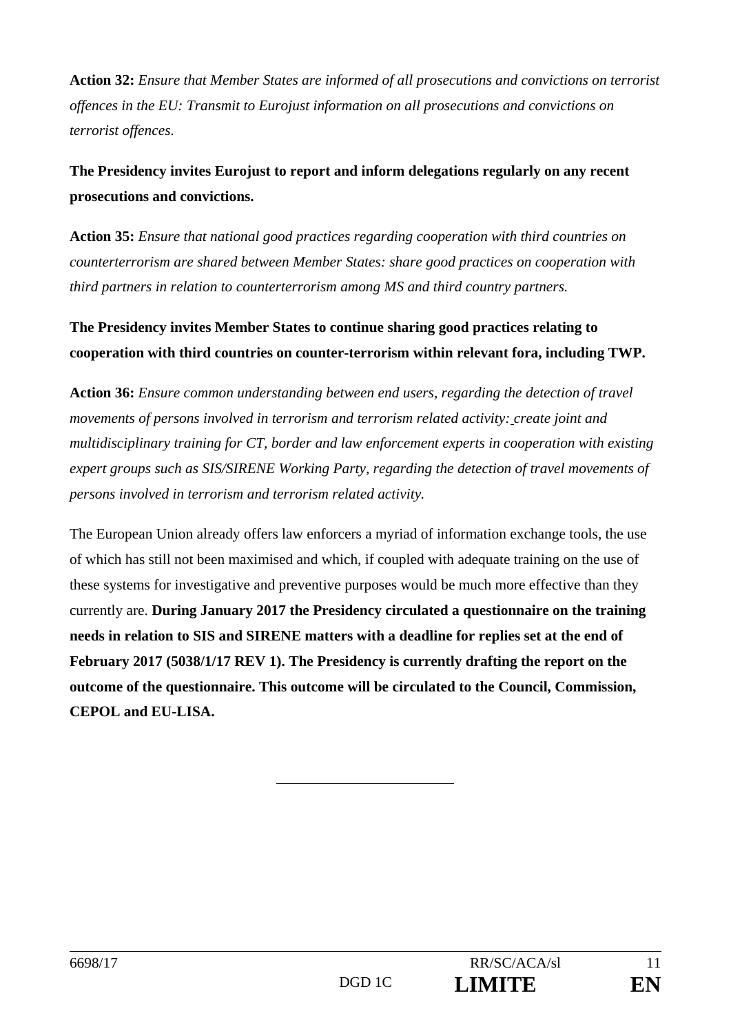**Action 32:** *Ensure that Member States are informed of all prosecutions and convictions on terrorist offences in the EU: Transmit to Eurojust information on all prosecutions and convictions on terrorist offences.*

**The Presidency invites Eurojust to report and inform delegations regularly on any recent prosecutions and convictions.**

**Action 35:** *Ensure that national good practices regarding cooperation with third countries on counterterrorism are shared between Member States: share good practices on cooperation with third partners in relation to counterterrorism among MS and third country partners.*

**The Presidency invites Member States to continue sharing good practices relating to cooperation with third countries on counter-terrorism within relevant fora, including TWP.**

**Action 36:** *Ensure common understanding between end users, regarding the detection of travel movements of persons involved in terrorism and terrorism related activity: create joint and multidisciplinary training for CT, border and law enforcement experts in cooperation with existing expert groups such as SIS/SIRENE Working Party, regarding the detection of travel movements of persons involved in terrorism and terrorism related activity.*

The European Union already offers law enforcers a myriad of information exchange tools, the use of which has still not been maximised and which, if coupled with adequate training on the use of these systems for investigative and preventive purposes would be much more effective than they currently are. **During January 2017 the Presidency circulated a questionnaire on the training needs in relation to SIS and SIRENE matters with a deadline for replies set at the end of February 2017 (5038/1/17 REV 1). The Presidency is currently drafting the report on the outcome of the questionnaire. This outcome will be circulated to the Council, Commission, CEPOL and EU-LISA.**